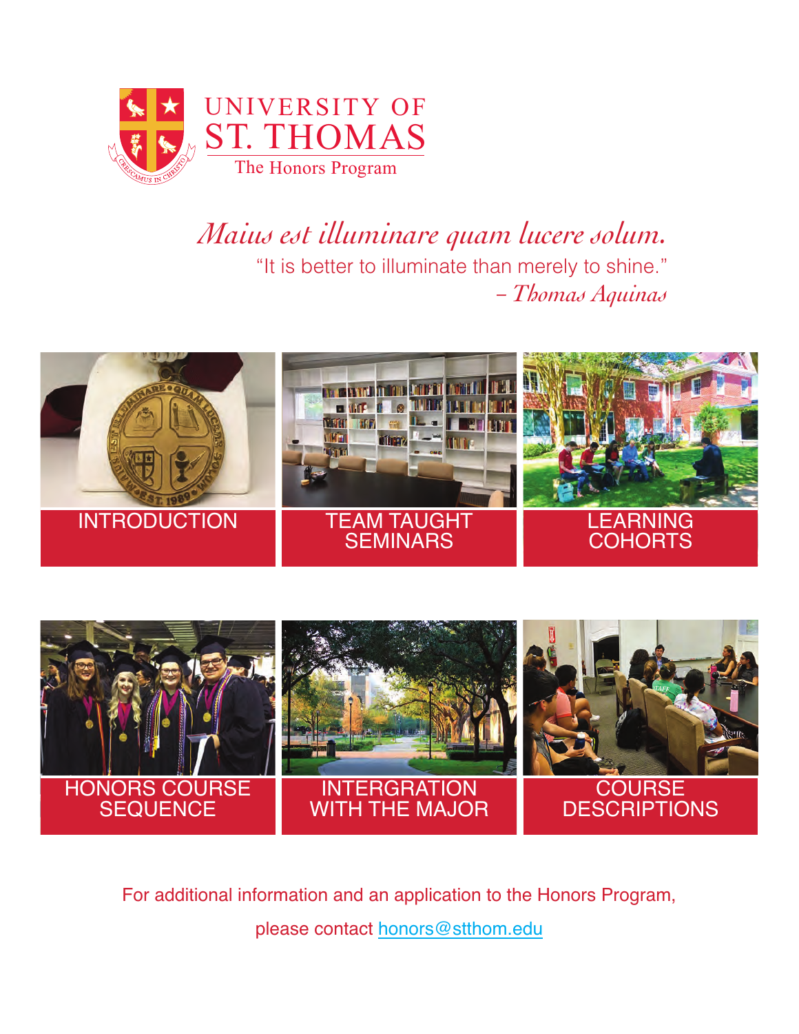# UNIVERSITY OF ST. THOMAS

The Honors Program

*Maius est illuminare quam lucere solum.*

"It is better to illuminate than merely to shine."

*– Thomas Aquinas*

INTRODUCTION

TEAM TAUGHT SEMINARS

LEARNING COHORTS

HONORS COURSE SEQUENCE

INTERGRATION WITH THE MAJOR

COURSE DESCRIPTIONS

For additional information and an application to the Honors Program, please contact honors@stthom.edu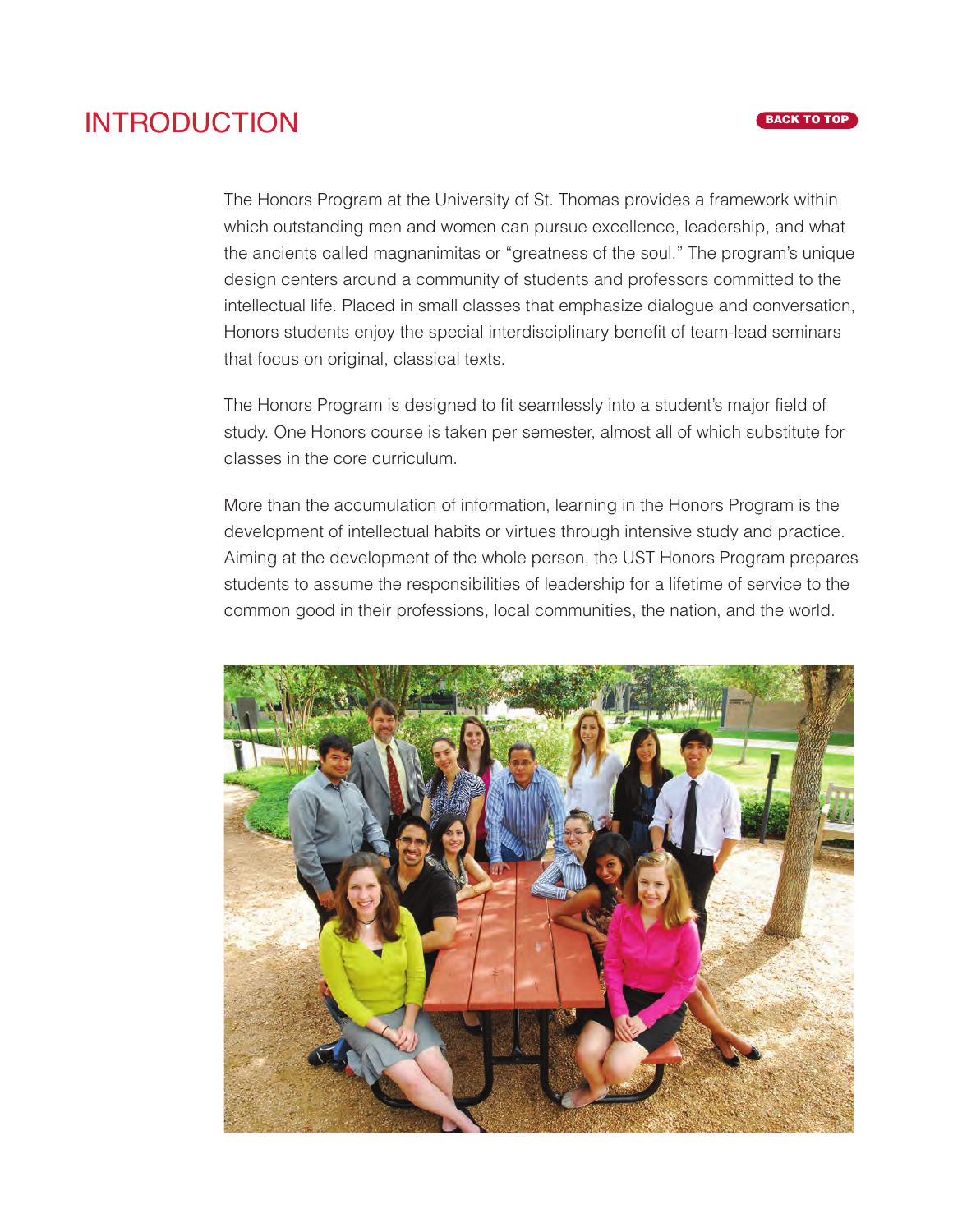# INTRODUCTION

BACK TO TOP

The Honors Program at the University of St. Thomas provides a framework within which outstanding men and women can pursue excellence, leadership, and what the ancients called magnanimitas or "greatness of the soul." The program's unique design centers around a community of students and professors committed to the intellectual life. Placed in small classes that emphasize dialogue and conversation, Honors students enjoy the special interdisciplinary benefit of team-lead seminars that focus on original, classical texts.

The Honors Program is designed to fit seamlessly into a student's major field of study. One Honors course is taken per semester, almost all of which substitute for classes in the core curriculum.

More than the accumulation of information, learning in the Honors Program is the development of intellectual habits or virtues through intensive study and practice. Aiming at the development of the whole person, the UST Honors Program prepares students to assume the responsibilities of leadership for a lifetime of service to the common good in their professions, local communities, the nation, and the world.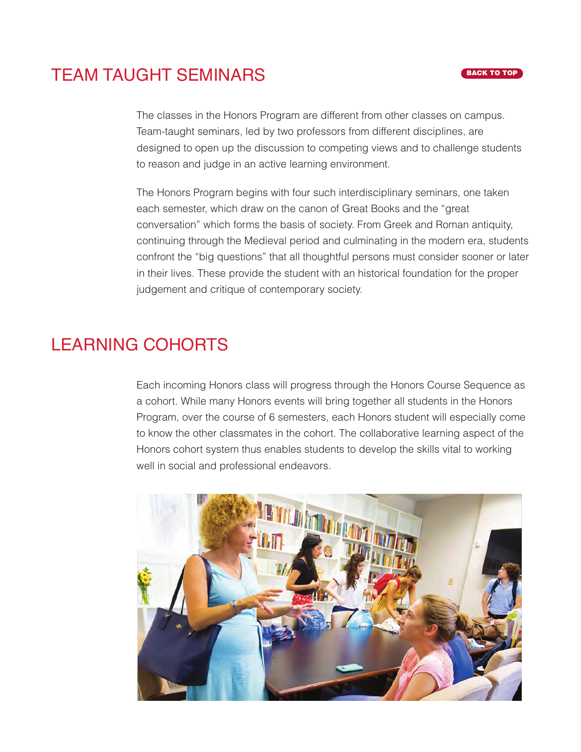## TEAM TAUGHT SEMINARS

BACK TO TOP

The classes in the Honors Program are different from other classes on campus. Team-taught seminars, led by two professors from different disciplines, are designed to open up the discussion to competing views and to challenge students to reason and judge in an active learning environment.

The Honors Program begins with four such interdisciplinary seminars, one taken each semester, which draw on the canon of Great Books and the "great conversation" which forms the basis of society. From Greek and Roman antiquity, continuing through the Medieval period and culminating in the modern era, students confront the "big questions" that all thoughtful persons must consider sooner or later in their lives. These provide the student with an historical foundation for the proper judgement and critique of contemporary society.

## LEARNING COHORTS

Each incoming Honors class will progress through the Honors Course Sequence as a cohort. While many Honors events will bring together all students in the Honors Program, over the course of 6 semesters, each Honors student will especially come to know the other classmates in the cohort. The collaborative learning aspect of the Honors cohort system thus enables students to develop the skills vital to working well in social and professional endeavors.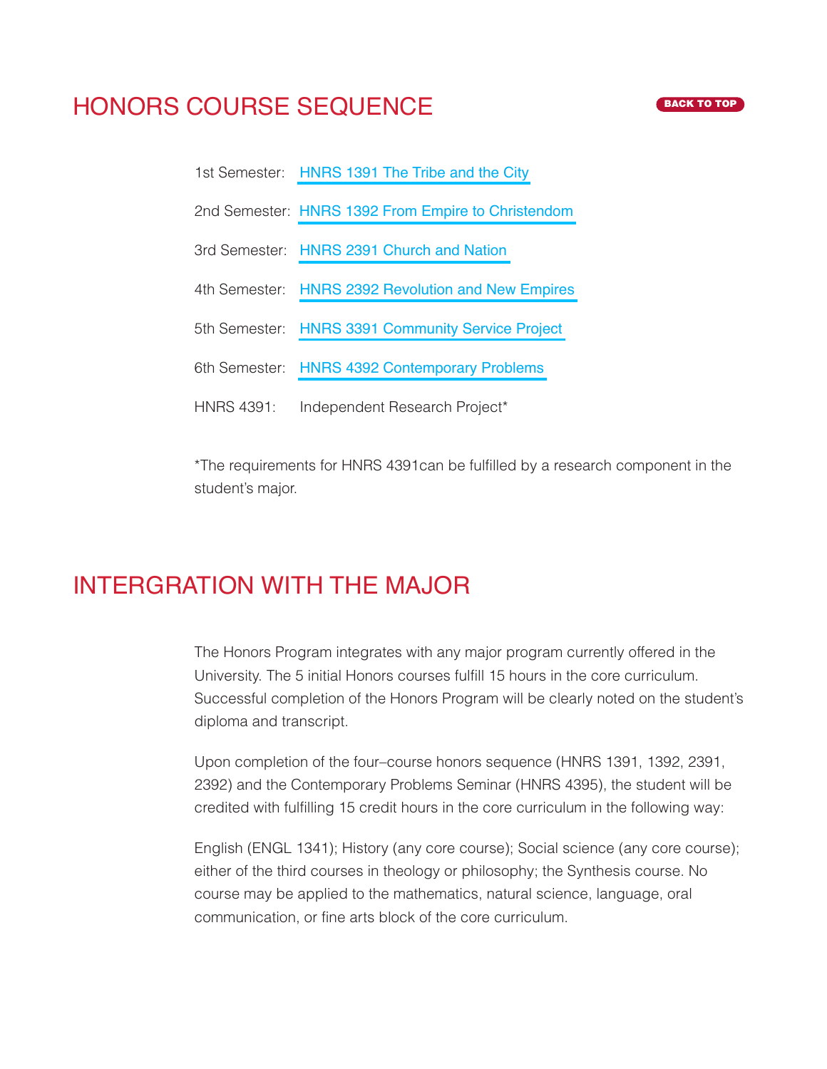## HONORS COURSE SEQUENCE

BACK TO TOP

1st Semester: HNRS 1391 The Tribe and the City

2nd Semester: HNRS 1392 From Empire to Christendom

3rd Semester: HNRS 2391 Church and Nation

4th Semester: HNRS 2392 Revolution and New Empires

5th Semester: HNRS 3391 Community Service Project

6th Semester: HNRS 4392 Contemporary Problems

HNRS 4391: Independent Research Project*

*The requirements for HNRS 4391can be fulfilled by a research component in the student's major.

## INTERGRATION WITH THE MAJOR

The Honors Program integrates with any major program currently offered in the University. The 5 initial Honors courses fulfill 15 hours in the core curriculum. Successful completion of the Honors Program will be clearly noted on the student's diploma and transcript.

Upon completion of the four–course honors sequence (HNRS 1391, 1392, 2391, 2392) and the Contemporary Problems Seminar (HNRS 4395), the student will be credited with fulfilling 15 credit hours in the core curriculum in the following way:

English (ENGL 1341); History (any core course); Social science (any core course); either of the third courses in theology or philosophy; the Synthesis course. No course may be applied to the mathematics, natural science, language, oral communication, or fine arts block of the core curriculum.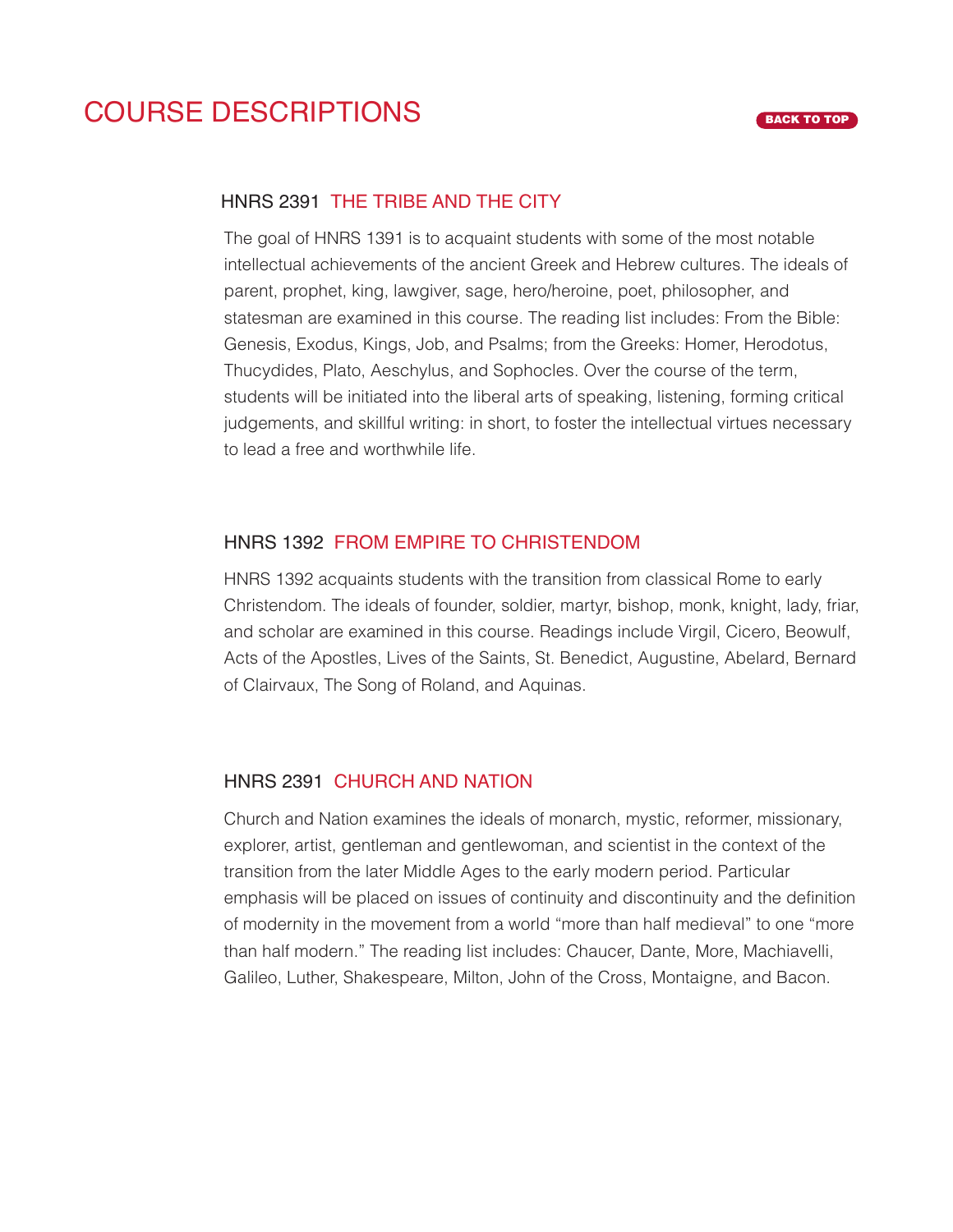# COURSE DESCRIPTIONS

BACK TO TOP

### HNRS 2391 THE TRIBE AND THE CITY

The goal of HNRS 1391 is to acquaint students with some of the most notable intellectual achievements of the ancient Greek and Hebrew cultures. The ideals of parent, prophet, king, lawgiver, sage, hero/heroine, poet, philosopher, and statesman are examined in this course. The reading list includes: From the Bible: Genesis, Exodus, Kings, Job, and Psalms; from the Greeks: Homer, Herodotus, Thucydides, Plato, Aeschylus, and Sophocles. Over the course of the term, students will be initiated into the liberal arts of speaking, listening, forming critical judgements, and skillful writing: in short, to foster the intellectual virtues necessary to lead a free and worthwhile life.

### HNRS 1392 FROM EMPIRE TO CHRISTENDOM

HNRS 1392 acquaints students with the transition from classical Rome to early Christendom. The ideals of founder, soldier, martyr, bishop, monk, knight, lady, friar, and scholar are examined in this course. Readings include Virgil, Cicero, Beowulf, Acts of the Apostles, Lives of the Saints, St. Benedict, Augustine, Abelard, Bernard of Clairvaux, The Song of Roland, and Aquinas.

### HNRS 2391 CHURCH AND NATION

Church and Nation examines the ideals of monarch, mystic, reformer, missionary, explorer, artist, gentleman and gentlewoman, and scientist in the context of the transition from the later Middle Ages to the early modern period. Particular emphasis will be placed on issues of continuity and discontinuity and the definition of modernity in the movement from a world "more than half medieval" to one "more than half modern." The reading list includes: Chaucer, Dante, More, Machiavelli, Galileo, Luther, Shakespeare, Milton, John of the Cross, Montaigne, and Bacon.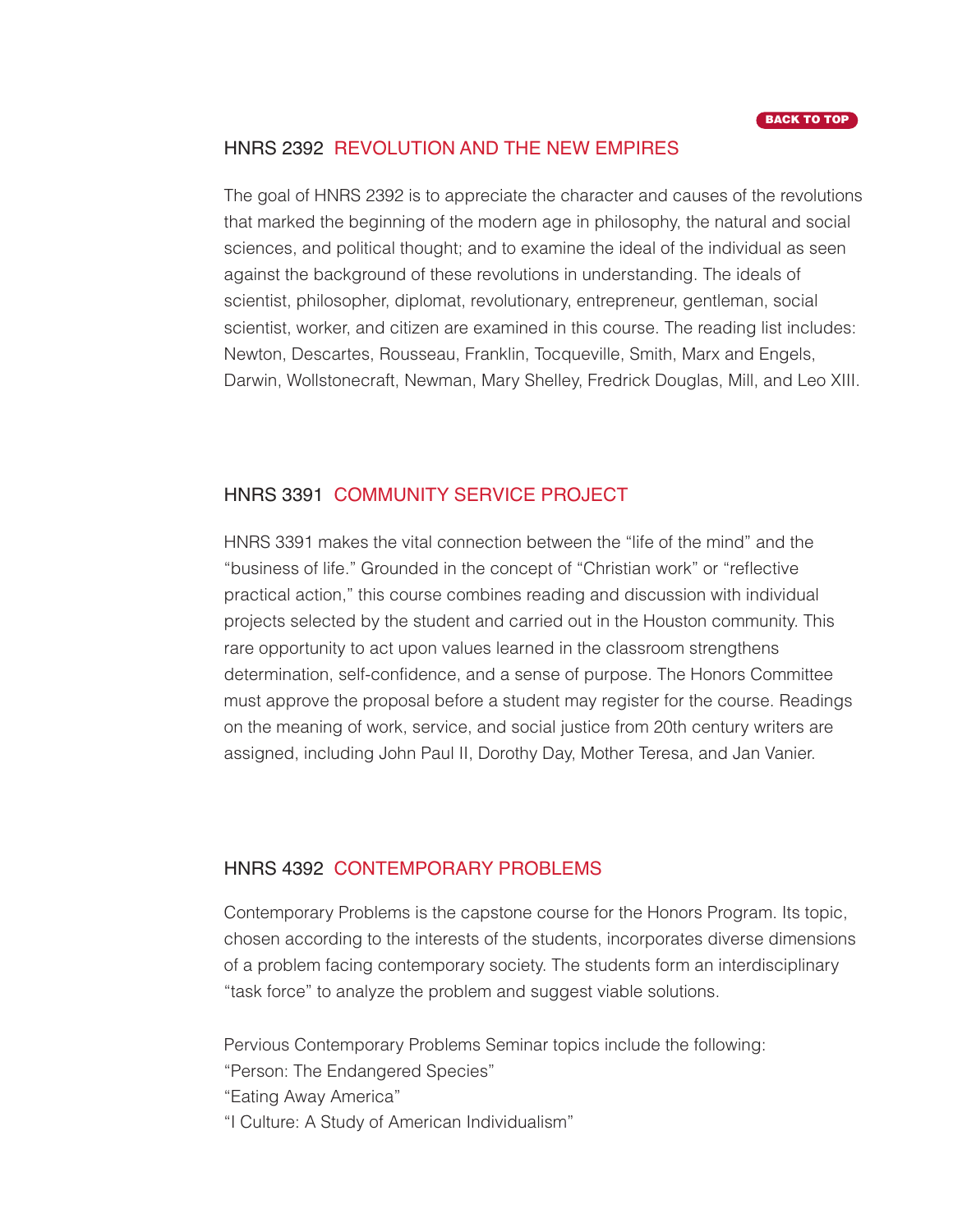## HNRS 2392 REVOLUTION AND THE NEW EMPIRES

The goal of HNRS 2392 is to appreciate the character and causes of the revolutions that marked the beginning of the modern age in philosophy, the natural and social sciences, and political thought; and to examine the ideal of the individual as seen against the background of these revolutions in understanding. The ideals of scientist, philosopher, diplomat, revolutionary, entrepreneur, gentleman, social scientist, worker, and citizen are examined in this course. The reading list includes: Newton, Descartes, Rousseau, Franklin, Tocqueville, Smith, Marx and Engels, Darwin, Wollstonecraft, Newman, Mary Shelley, Fredrick Douglas, Mill, and Leo XIII.

## HNRS 3391 COMMUNITY SERVICE PROJECT

HNRS 3391 makes the vital connection between the “life of the mind” and the “business of life.” Grounded in the concept of “Christian work” or “reflective practical action,” this course combines reading and discussion with individual projects selected by the student and carried out in the Houston community. This rare opportunity to act upon values learned in the classroom strengthens determination, self-confidence, and a sense of purpose. The Honors Committee must approve the proposal before a student may register for the course. Readings on the meaning of work, service, and social justice from 20th century writers are assigned, including John Paul II, Dorothy Day, Mother Teresa, and Jan Vanier.

## HNRS 4392 CONTEMPORARY PROBLEMS

Contemporary Problems is the capstone course for the Honors Program. Its topic, chosen according to the interests of the students, incorporates diverse dimensions of a problem facing contemporary society. The students form an interdisciplinary “task force” to analyze the problem and suggest viable solutions.

Pervious Contemporary Problems Seminar topics include the following:
“Person: The Endangered Species”
“Eating Away America”
“I Culture: A Study of American Individualism”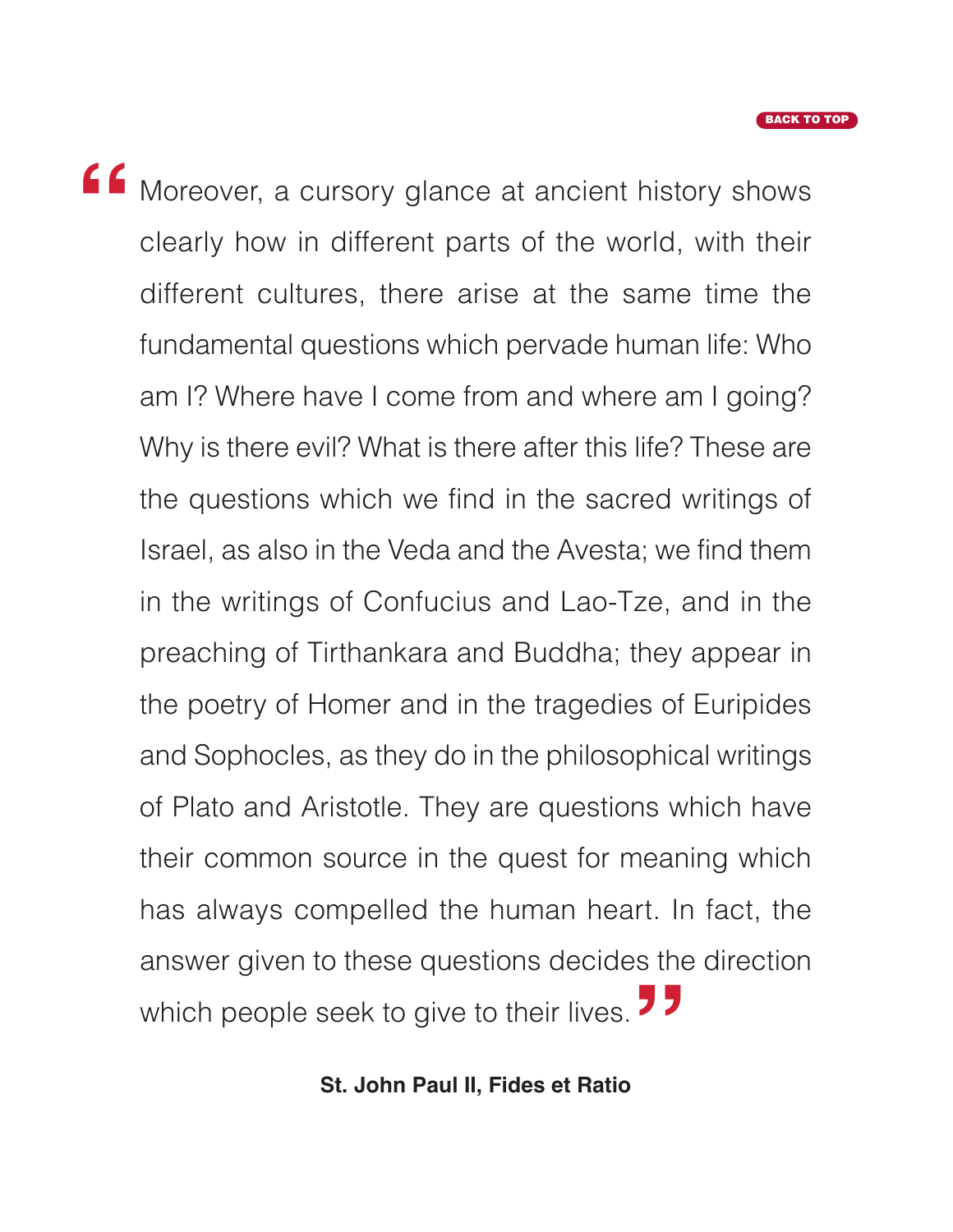BACK TO TOP

> “Moreover, a cursory glance at ancient history shows clearly how in different parts of the world, with their different cultures, there arise at the same time the fundamental questions which pervade human life: Who am I? Where have I come from and where am I going? Why is there evil? What is there after this life? These are the questions which we find in the sacred writings of Israel, as also in the Veda and the Avesta; we find them in the writings of Confucius and Lao-Tze, and in the preaching of Tirthankara and Buddha; they appear in the poetry of Homer and in the tragedies of Euripides and Sophocles, as they do in the philosophical writings of Plato and Aristotle. They are questions which have their common source in the quest for meaning which has always compelled the human heart. In fact, the answer given to these questions decides the direction which people seek to give to their lives.”

**St. John Paul II, Fides et Ratio**